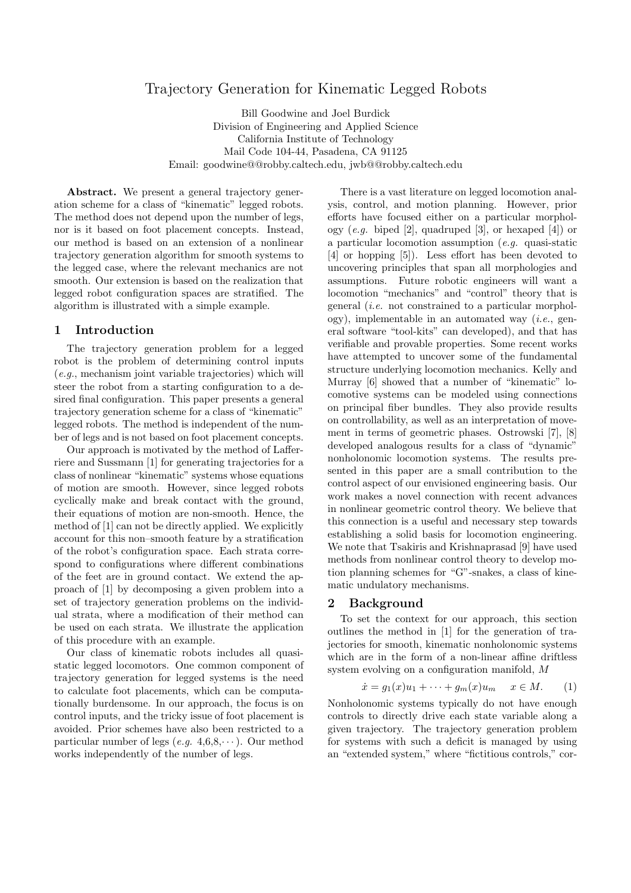# Trajectory Generation for Kinematic Legged Robots

Bill Goodwine and Joel Burdick
Division of Engineering and Applied Science
California Institute of Technology
Mail Code 104-44, Pasadena, CA 91125
Email: goodwine@@robby.caltech.edu, jwb@@robby.caltech.edu

**Abstract.** We present a general trajectory generation scheme for a class of "kinematic" legged robots. The method does not depend upon the number of legs, nor is it based on foot placement concepts. Instead, our method is based on an extension of a nonlinear trajectory generation algorithm for smooth systems to the legged case, where the relevant mechanics are not smooth. Our extension is based on the realization that legged robot configuration spaces are stratified. The algorithm is illustrated with a simple example.

## 1 Introduction

The trajectory generation problem for a legged robot is the problem of determining control inputs (*e.g.*, mechanism joint variable trajectories) which will steer the robot from a starting configuration to a desired final configuration. This paper presents a general trajectory generation scheme for a class of "kinematic" legged robots. The method is independent of the number of legs and is not based on foot placement concepts.

Our approach is motivated by the method of Lafferriere and Sussmann [1] for generating trajectories for a class of nonlinear "kinematic" systems whose equations of motion are smooth. However, since legged robots cyclically make and break contact with the ground, their equations of motion are non-smooth. Hence, the method of [1] can not be directly applied. We explicitly account for this non–smooth feature by a stratification of the robot's configuration space. Each strata correspond to configurations where different combinations of the feet are in ground contact. We extend the approach of [1] by decomposing a given problem into a set of trajectory generation problems on the individual strata, where a modification of their method can be used on each strata. We illustrate the application of this procedure with an example.

Our class of kinematic robots includes all quasi-static legged locomotors. One common component of trajectory generation for legged systems is the need to calculate foot placements, which can be computationally burdensome. In our approach, the focus is on control inputs, and the tricky issue of foot placement is avoided. Prior schemes have also been restricted to a particular number of legs (*e.g.* 4,6,8,$\cdots$). Our method works independently of the number of legs.

There is a vast literature on legged locomotion analysis, control, and motion planning. However, prior efforts have focused either on a particular morphology (*e.g.* biped [2], quadruped [3], or hexaped [4]) or a particular locomotion assumption (*e.g.* quasi-static [4] or hopping [5]). Less effort has been devoted to uncovering principles that span all morphologies and assumptions. Future robotic engineers will want a locomotion "mechanics" and "control" theory that is general (*i.e.* not constrained to a particular morphology), implementable in an automated way (*i.e.*, general software "tool-kits" can developed), and that has verifiable and provable properties. Some recent works have attempted to uncover some of the fundamental structure underlying locomotion mechanics. Kelly and Murray [6] showed that a number of "kinematic" locomotive systems can be modeled using connections on principal fiber bundles. They also provide results on controllability, as well as an interpretation of movement in terms of geometric phases. Ostrowski [7], [8] developed analogous results for a class of "dynamic" nonholonomic locomotion systems. The results presented in this paper are a small contribution to the control aspect of our envisioned engineering basis. Our work makes a novel connection with recent advances in nonlinear geometric control theory. We believe that this connection is a useful and necessary step towards establishing a solid basis for locomotion engineering. We note that Tsakiris and Krishnaprasad [9] have used methods from nonlinear control theory to develop motion planning schemes for "G"-snakes, a class of kinematic undulatory mechanisms.

## 2 Background

To set the context for our approach, this section outlines the method in [1] for the generation of trajectories for smooth, kinematic nonholonomic systems which are in the form of a non-linear affine driftless system evolving on a configuration manifold, $M$

$$\dot{x} = g_1(x)u_1 + \cdots + g_m(x)u_m \quad x \in M. \qquad (1)$$

Nonholonomic systems typically do not have enough controls to directly drive each state variable along a given trajectory. The trajectory generation problem for systems with such a deficit is managed by using an "extended system," where "fictitious controls," cor-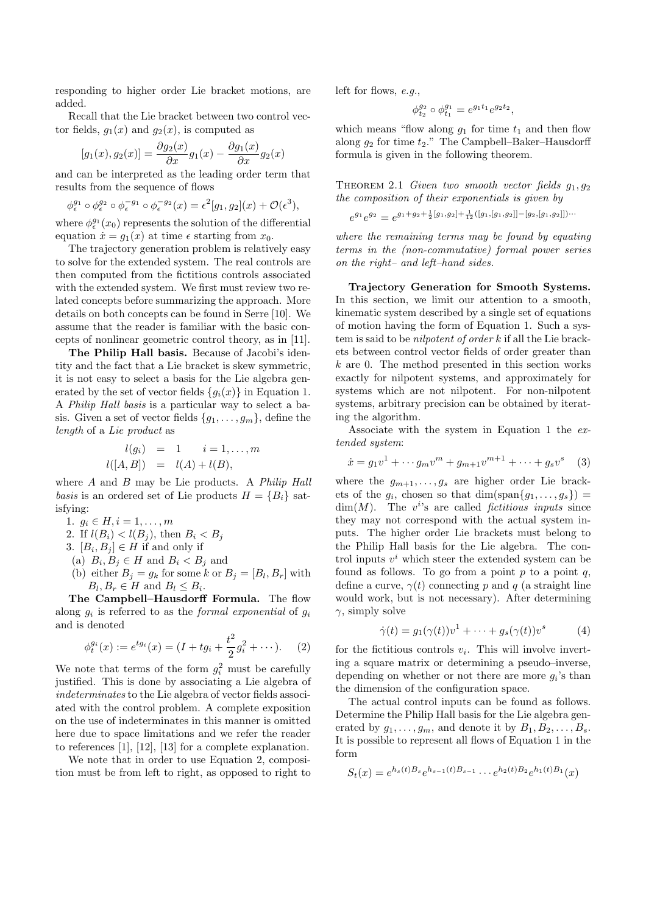responding to higher order Lie bracket motions, are added.

Recall that the Lie bracket between two control vector fields, $g_1(x)$ and $g_2(x)$, is computed as

$$[g_1(x), g_2(x)] = \frac{\partial g_2(x)}{\partial x} g_1(x) - \frac{\partial g_1(x)}{\partial x} g_2(x)$$

and can be interpreted as the leading order term that results from the sequence of flows

$$\phi_\epsilon^{g_1} \circ \phi_\epsilon^{g_2} \circ \phi_\epsilon^{-g_1} \circ \phi_\epsilon^{-g_2}(x) = \epsilon^2 [g_1, g_2](x) + \mathcal{O}(\epsilon^3),$$

where $\phi_\epsilon^{g_1}(x_0)$ represents the solution of the differential equation $\dot{x} = g_1(x)$ at time $\epsilon$ starting from $x_0$.

The trajectory generation problem is relatively easy to solve for the extended system. The real controls are then computed from the fictitious controls associated with the extended system. We first must review two related concepts before summarizing the approach. More details on both concepts can be found in Serre [10]. We assume that the reader is familiar with the basic concepts of nonlinear geometric control theory, as in [11].

**The Philip Hall basis.** Because of Jacobi's identity and the fact that a Lie bracket is skew symmetric, it is not easy to select a basis for the Lie algebra generated by the set of vector fields $\{g_i(x)\}$ in Equation 1. A *Philip Hall basis* is a particular way to select a basis. Given a set of vector fields $\{g_1, \ldots, g_m\}$, define the *length* of a *Lie product* as

$$\begin{aligned} l(g_i) &= 1 \qquad i = 1, \ldots, m \\ l([A, B]) &= l(A) + l(B), \end{aligned}$$

where $A$ and $B$ may be Lie products. A *Philip Hall basis* is an ordered set of Lie products $H = \{B_i\}$ satisfying:

1. $g_i \in H, i = 1, \ldots, m$
2. If $l(B_i) < l(B_j)$, then $B_i < B_j$
3. $[B_i, B_j] \in H$ if and only if
   (a) $B_i, B_j \in H$ and $B_i < B_j$ and
   (b) either $B_j = g_k$ for some $k$ or $B_j = [B_l, B_r]$ with $B_l, B_r \in H$ and $B_l \leq B_i$.

**The Campbell–Hausdorff Formula.** The flow along $g_i$ is referred to as the *formal exponential* of $g_i$ and is denoted

$$\phi_t^{g_i}(x) := e^{tg_i}(x) = (I + tg_i + \frac{t^2}{2} g_i^2 + \cdots). \tag{2}$$

We note that terms of the form $g_i^2$ must be carefully justified. This is done by associating a Lie algebra of *indeterminates* to the Lie algebra of vector fields associated with the control problem. A complete exposition on the use of indeterminates in this manner is omitted here due to space limitations and we refer the reader to references [1], [12], [13] for a complete explanation.

We note that in order to use Equation 2, composition must be from left to right, as opposed to right to left for flows, *e.g.*,

$$\phi_{t_2}^{g_2} \circ \phi_{t_1}^{g_1} = e^{g_1 t_1} e^{g_2 t_2},$$

which means "flow along $g_1$ for time $t_1$ and then flow along $g_2$ for time $t_2$." The Campbell–Baker–Hausdorff formula is given in the following theorem.

Theorem 2.1 *Given two smooth vector fields $g_1, g_2$ the composition of their exponentials is given by*

$$e^{g_1} e^{g_2} = e^{g_1 + g_2 + \frac{1}{2}[g_1, g_2] + \frac{1}{12}([g_1,[g_1,g_2]] - [g_2,[g_1,g_2]]) \cdots}$$

*where the remaining terms may be found by equating terms in the (non-commutative) formal power series on the right– and left–hand sides.*

**Trajectory Generation for Smooth Systems.** In this section, we limit our attention to a smooth, kinematic system described by a single set of equations of motion having the form of Equation 1. Such a system is said to be *nilpotent of order k* if all the Lie brackets between control vector fields of order greater than $k$ are 0. The method presented in this section works exactly for nilpotent systems, and approximately for systems which are not nilpotent. For non-nilpotent systems, arbitrary precision can be obtained by iterating the algorithm.

Associate with the system in Equation 1 the *extended system*:

$$\dot{x} = g_1 v^1 + \cdots g_m v^m + g_{m+1} v^{m+1} + \cdots + g_s v^s \tag{3}$$

where the $g_{m+1}, \ldots, g_s$ are higher order Lie brackets of the $g_i$, chosen so that $\dim(\text{span}\{g_1, \ldots, g_s\}) = \dim(M)$. The $v^i$'s are called *fictitious inputs* since they may not correspond with the actual system inputs. The higher order Lie brackets must belong to the Philip Hall basis for the Lie algebra. The control inputs $v^i$ which steer the extended system can be found as follows. To go from a point $p$ to a point $q$, define a curve, $\gamma(t)$ connecting $p$ and $q$ (a straight line would work, but is not necessary). After determining $\gamma$, simply solve

$$\dot{\gamma}(t) = g_1(\gamma(t)) v^1 + \cdots + g_s(\gamma(t)) v^s \tag{4}$$

for the fictitious controls $v_i$. This will involve inverting a square matrix or determining a pseudo–inverse, depending on whether or not there are more $g_i$'s than the dimension of the configuration space.

The actual control inputs can be found as follows. Determine the Philip Hall basis for the Lie algebra generated by $g_1, \ldots, g_m$, and denote it by $B_1, B_2, \ldots, B_s$. It is possible to represent all flows of Equation 1 in the form

$$S_t(x) = e^{h_s(t) B_s} e^{h_{s-1}(t) B_{s-1}} \cdots e^{h_2(t) B_2} e^{h_1(t) B_1}(x)$$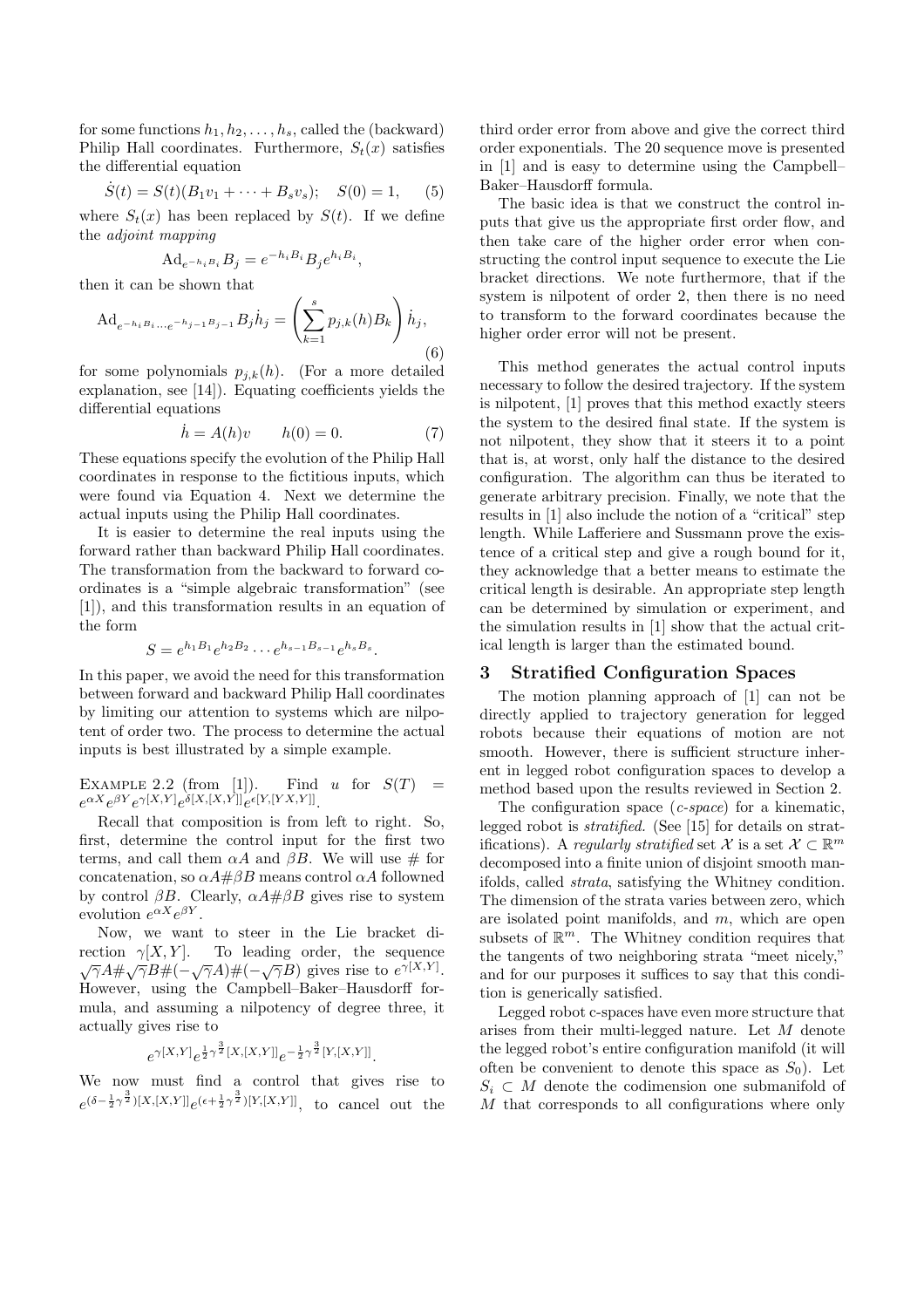for some functions $h_1, h_2, \ldots, h_s$, called the (backward) Philip Hall coordinates. Furthermore, $S_t(x)$ satisfies the differential equation

$$\dot{S}(t) = S(t)(B_1 v_1 + \cdots + B_s v_s); \quad S(0) = 1, \qquad (5)$$

where $S_t(x)$ has been replaced by $S(t)$. If we define the *adjoint mapping*

$$\mathrm{Ad}_{e^{-h_i B_i}} B_j = e^{-h_i B_i} B_j e^{h_i B_i},$$

then it can be shown that

$$\mathrm{Ad}_{e^{-h_i B_i} \cdots e^{-h_{j-1} B_{j-1}}} B_j \dot{h}_j = \left( \sum_{k=1}^{s} p_{j,k}(h) B_k \right) \dot{h}_j, \qquad (6)$$

for some polynomials $p_{j,k}(h)$. (For a more detailed explanation, see [14]). Equating coefficients yields the differential equations

$$\dot{h} = A(h)v \qquad h(0) = 0. \qquad (7)$$

These equations specify the evolution of the Philip Hall coordinates in response to the fictitious inputs, which were found via Equation 4. Next we determine the actual inputs using the Philip Hall coordinates.

It is easier to determine the real inputs using the forward rather than backward Philip Hall coordinates. The transformation from the backward to forward coordinates is a "simple algebraic transformation" (see [1]), and this transformation results in an equation of the form

$$S = e^{h_1 B_1} e^{h_2 B_2} \cdots e^{h_{s-1} B_{s-1}} e^{h_s B_s}.$$

In this paper, we avoid the need for this transformation between forward and backward Philip Hall coordinates by limiting our attention to systems which are nilpotent of order two. The process to determine the actual inputs is best illustrated by a simple example.

Example 2.2 (from [1]). Find $u$ for $S(T) = e^{\alpha X} e^{\beta Y} e^{\gamma [X,Y]} e^{\delta [X,[X,Y]]} e^{\epsilon [Y,[YX,Y]]}$.

Recall that composition is from left to right. So, first, determine the control input for the first two terms, and call them $\alpha A$ and $\beta B$. We will use # for concatenation, so $\alpha A \# \beta B$ means control $\alpha A$ followned by control $\beta B$. Clearly, $\alpha A \# \beta B$ gives rise to system evolution $e^{\alpha X} e^{\beta Y}$.

Now, we want to steer in the Lie bracket direction $\gamma[X,Y]$. To leading order, the sequence $\sqrt{\gamma} A \# \sqrt{\gamma} B \# (-\sqrt{\gamma} A) \# (-\sqrt{\gamma} B)$ gives rise to $e^{\gamma [X,Y]}$. However, using the Campbell–Baker–Hausdorff formula, and assuming a nilpotency of degree three, it actually gives rise to

$$e^{\gamma [X,Y]} e^{\frac{1}{2}\gamma^{\frac{3}{2}} [X,[X,Y]]} e^{-\frac{1}{2}\gamma^{\frac{3}{2}} [Y,[X,Y]]}.$$

We now must find a control that gives rise to $e^{(\delta - \frac{1}{2}\gamma^{\frac{3}{2}})[X,[X,Y]]} e^{(\epsilon + \frac{1}{2}\gamma^{\frac{3}{2}})[Y,[X,Y]]}$, to cancel out the third order error from above and give the correct third order exponentials. The 20 sequence move is presented in [1] and is easy to determine using the Campbell–Baker–Hausdorff formula.

The basic idea is that we construct the control inputs that give us the appropriate first order flow, and then take care of the higher order error when constructing the control input sequence to execute the Lie bracket directions. We note furthermore, that if the system is nilpotent of order 2, then there is no need to transform to the forward coordinates because the higher order error will not be present.

This method generates the actual control inputs necessary to follow the desired trajectory. If the system is nilpotent, [1] proves that this method exactly steers the system to the desired final state. If the system is not nilpotent, they show that it steers it to a point that is, at worst, only half the distance to the desired configuration. The algorithm can thus be iterated to generate arbitrary precision. Finally, we note that the results in [1] also include the notion of a "critical" step length. While Lafferiere and Sussmann prove the existence of a critical step and give a rough bound for it, they acknowledge that a better means to estimate the critical length is desirable. An appropriate step length can be determined by simulation or experiment, and the simulation results in [1] show that the actual critical length is larger than the estimated bound.

## 3 Stratified Configuration Spaces

The motion planning approach of [1] can not be directly applied to trajectory generation for legged robots because their equations of motion are not smooth. However, there is sufficient structure inherent in legged robot configuration spaces to develop a method based upon the results reviewed in Section 2.

The configuration space (*c-space*) for a kinematic, legged robot is *stratified*. (See [15] for details on stratifications). A *regularly stratified* set $\mathcal{X}$ is a set $\mathcal{X} \subset \mathbb{R}^m$ decomposed into a finite union of disjoint smooth manifolds, called *strata*, satisfying the Whitney condition. The dimension of the strata varies between zero, which are isolated point manifolds, and $m$, which are open subsets of $\mathbb{R}^m$. The Whitney condition requires that the tangents of two neighboring strata "meet nicely," and for our purposes it suffices to say that this condition is generically satisfied.

Legged robot c-spaces have even more structure that arises from their multi-legged nature. Let $M$ denote the legged robot's entire configuration manifold (it will often be convenient to denote this space as $S_0$). Let $S_i \subset M$ denote the codimension one submanifold of $M$ that corresponds to all configurations where only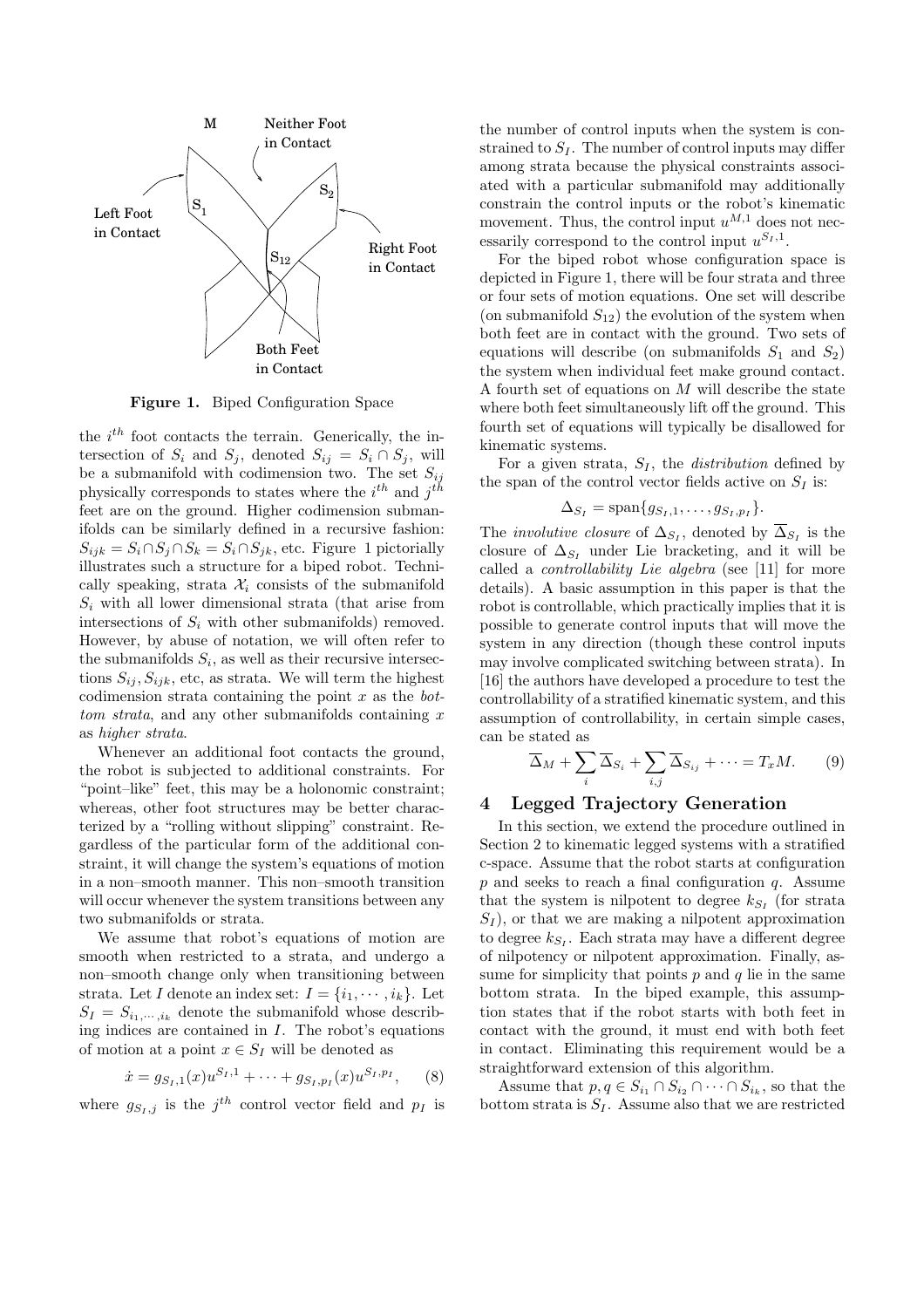**Figure 1.** Biped Configuration Space

the $i^{th}$ foot contacts the terrain. Generically, the intersection of $S_i$ and $S_j$, denoted $S_{ij} = S_i \cap S_j$, will be a submanifold with codimension two. The set $S_{ij}$ physically corresponds to states where the $i^{th}$ and $j^{th}$ feet are on the ground. Higher codimension submanifolds can be similarly defined in a recursive fashion: $S_{ijk} = S_i \cap S_j \cap S_k = S_i \cap S_{jk}$, etc. Figure 1 pictorially illustrates such a structure for a biped robot. Technically speaking, strata $\mathcal{X}_i$ consists of the submanifold $S_i$ with all lower dimensional strata (that arise from intersections of $S_i$ with other submanifolds) removed. However, by abuse of notation, we will often refer to the submanifolds $S_i$, as well as their recursive intersections $S_{ij}, S_{ijk}$, etc, as strata. We will term the highest codimension strata containing the point $x$ as the *bottom strata*, and any other submanifolds containing $x$ as *higher strata*.

Whenever an additional foot contacts the ground, the robot is subjected to additional constraints. For "point–like" feet, this may be a holonomic constraint; whereas, other foot structures may be better characterized by a "rolling without slipping" constraint. Regardless of the particular form of the additional constraint, it will change the system's equations of motion in a non–smooth manner. This non–smooth transition will occur whenever the system transitions between any two submanifolds or strata.

We assume that robot's equations of motion are smooth when restricted to a strata, and undergo a non–smooth change only when transitioning between strata. Let $I$ denote an index set: $I = \{i_1, \cdots, i_k\}$. Let $S_I = S_{i_1,\cdots,i_k}$ denote the submanifold whose describing indices are contained in $I$. The robot's equations of motion at a point $x \in S_I$ will be denoted as

$$\dot{x} = g_{S_I,1}(x)u^{S_I,1} + \cdots + g_{S_I,p_I}(x)u^{S_I,p_I}, \qquad (8)$$

where $g_{S_I,j}$ is the $j^{th}$ control vector field and $p_I$ is the number of control inputs when the system is constrained to $S_I$. The number of control inputs may differ among strata because the physical constraints associated with a particular submanifold may additionally constrain the control inputs or the robot's kinematic movement. Thus, the control input $u^{M,1}$ does not necessarily correspond to the control input $u^{S_I,1}$.

For the biped robot whose configuration space is depicted in Figure 1, there will be four strata and three or four sets of motion equations. One set will describe (on submanifold $S_{12}$) the evolution of the system when both feet are in contact with the ground. Two sets of equations will describe (on submanifolds $S_1$ and $S_2$) the system when individual feet make ground contact. A fourth set of equations on $M$ will describe the state where both feet simultaneously lift off the ground. This fourth set of equations will typically be disallowed for kinematic systems.

For a given strata, $S_I$, the *distribution* defined by the span of the control vector fields active on $S_I$ is:

$$\Delta_{S_I} = \text{span}\{g_{S_I,1}, \ldots, g_{S_I,p_I}\}.$$

The *involutive closure* of $\Delta_{S_I}$, denoted by $\overline{\Delta}_{S_I}$ is the closure of $\Delta_{S_I}$ under Lie bracketing, and it will be called a *controllability Lie algebra* (see [11] for more details). A basic assumption in this paper is that the robot is controllable, which practically implies that it is possible to generate control inputs that will move the system in any direction (though these control inputs may involve complicated switching between strata). In [16] the authors have developed a procedure to test the controllability of a stratified kinematic system, and this assumption of controllability, in certain simple cases, can be stated as

$$\overline{\Delta}_M + \sum_i \overline{\Delta}_{S_i} + \sum_{i,j} \overline{\Delta}_{S_{ij}} + \cdots = T_x M. \qquad (9)$$

## 4 Legged Trajectory Generation

In this section, we extend the procedure outlined in Section 2 to kinematic legged systems with a stratified c-space. Assume that the robot starts at configuration $p$ and seeks to reach a final configuration $q$. Assume that the system is nilpotent to degree $k_{S_I}$ (for strata $S_I$), or that we are making a nilpotent approximation to degree $k_{S_I}$. Each strata may have a different degree of nilpotency or nilpotent approximation. Finally, assume for simplicity that points $p$ and $q$ lie in the same bottom strata. In the biped example, this assumption states that if the robot starts with both feet in contact with the ground, it must end with both feet in contact. Eliminating this requirement would be a straightforward extension of this algorithm.

Assume that $p, q \in S_{i_1} \cap S_{i_2} \cap \cdots \cap S_{i_k}$, so that the bottom strata is $S_I$. Assume also that we are restricted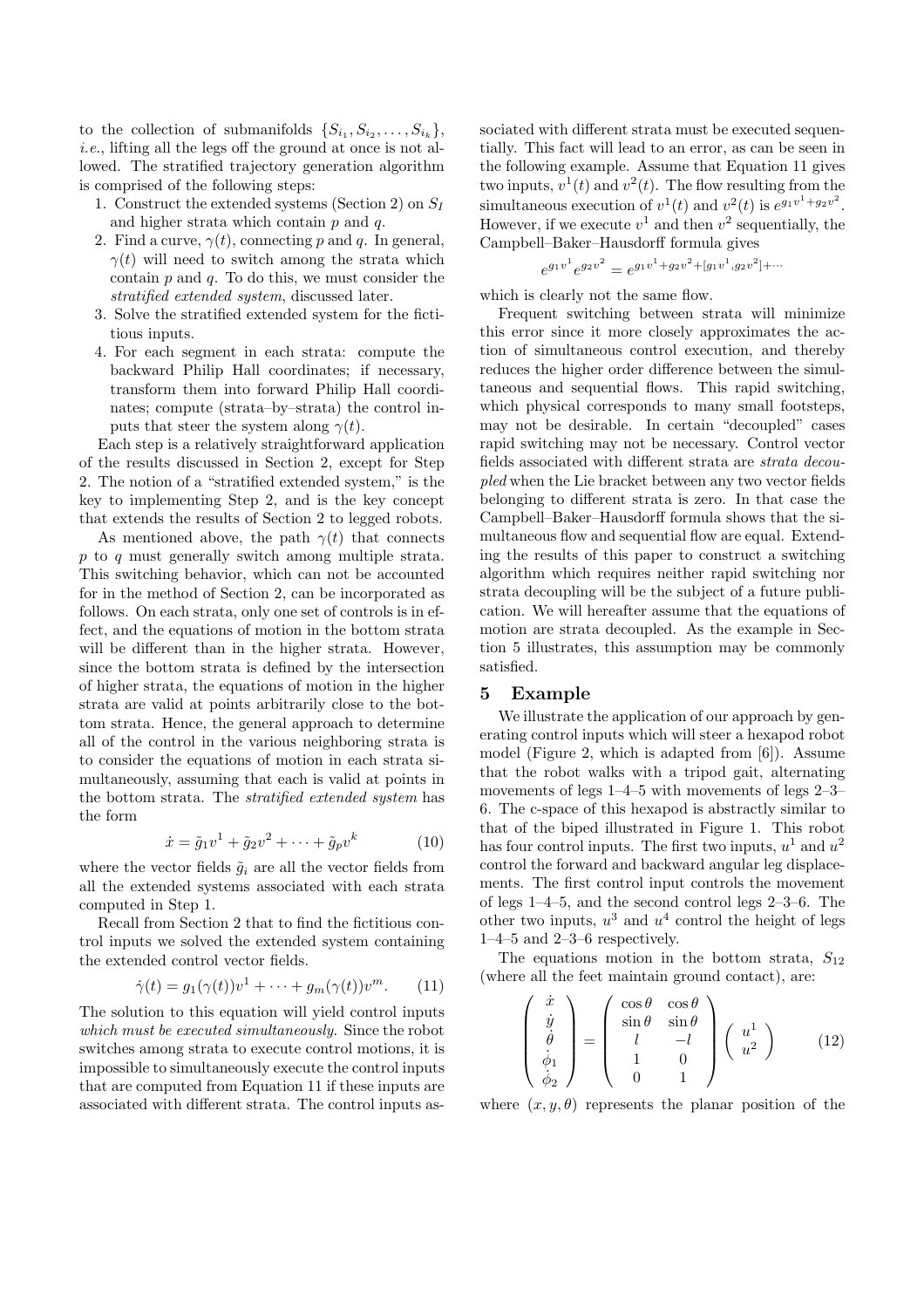to the collection of submanifolds $\{S_{i_1}, S_{i_2}, \ldots, S_{i_k}\}$, *i.e.*, lifting all the legs off the ground at once is not allowed. The stratified trajectory generation algorithm is comprised of the following steps:

1. Construct the extended systems (Section 2) on $S_I$ and higher strata which contain $p$ and $q$.
2. Find a curve, $\gamma(t)$, connecting $p$ and $q$. In general, $\gamma(t)$ will need to switch among the strata which contain $p$ and $q$. To do this, we must consider the *stratified extended system*, discussed later.
3. Solve the stratified extended system for the fictitious inputs.
4. For each segment in each strata: compute the backward Philip Hall coordinates; if necessary, transform them into forward Philip Hall coordinates; compute (strata–by–strata) the control inputs that steer the system along $\gamma(t)$.

Each step is a relatively straightforward application of the results discussed in Section 2, except for Step 2. The notion of a "stratified extended system," is the key to implementing Step 2, and is the key concept that extends the results of Section 2 to legged robots.

As mentioned above, the path $\gamma(t)$ that connects $p$ to $q$ must generally switch among multiple strata. This switching behavior, which can not be accounted for in the method of Section 2, can be incorporated as follows. On each strata, only one set of controls is in effect, and the equations of motion in the bottom strata will be different than in the higher strata. However, since the bottom strata is defined by the intersection of higher strata, the equations of motion in the higher strata are valid at points arbitrarily close to the bottom strata. Hence, the general approach to determine all of the control in the various neighboring strata is to consider the equations of motion in each strata simultaneously, assuming that each is valid at points in the bottom strata. The *stratified extended system* has the form

$$\dot{x} = \tilde{g}_1 v^1 + \tilde{g}_2 v^2 + \cdots + \tilde{g}_p v^k \tag{10}$$

where the vector fields $\tilde{g}_i$ are all the vector fields from all the extended systems associated with each strata computed in Step 1.

Recall from Section 2 that to find the fictitious control inputs we solved the extended system containing the extended control vector fields.

$$\dot{\gamma}(t) = g_1(\gamma(t))v^1 + \cdots + g_m(\gamma(t))v^m. \tag{11}$$

The solution to this equation will yield control inputs *which must be executed simultaneously*. Since the robot switches among strata to execute control motions, it is impossible to simultaneously execute the control inputs that are computed from Equation 11 if these inputs are associated with different strata. The control inputs associated with different strata must be executed sequentially. This fact will lead to an error, as can be seen in the following example. Assume that Equation 11 gives two inputs, $v^1(t)$ and $v^2(t)$. The flow resulting from the simultaneous execution of $v^1(t)$ and $v^2(t)$ is $e^{g_1 v^1 + g_2 v^2}$. However, if we execute $v^1$ and then $v^2$ sequentially, the Campbell–Baker–Hausdorff formula gives

$$e^{g_1 v^1} e^{g_2 v^2} = e^{g_1 v^1 + g_2 v^2 + [g_1 v^1, g_2 v^2] + \cdots}$$

which is clearly not the same flow.

Frequent switching between strata will minimize this error since it more closely approximates the action of simultaneous control execution, and thereby reduces the higher order difference between the simultaneous and sequential flows. This rapid switching, which physical corresponds to many small footsteps, may not be desirable. In certain "decoupled" cases rapid switching may not be necessary. Control vector fields associated with different strata are *strata decoupled* when the Lie bracket between any two vector fields belonging to different strata is zero. In that case the Campbell–Baker–Hausdorff formula shows that the simultaneous flow and sequential flow are equal. Extending the results of this paper to construct a switching algorithm which requires neither rapid switching nor strata decoupling will be the subject of a future publication. We will hereafter assume that the equations of motion are strata decoupled. As the example in Section 5 illustrates, this assumption may be commonly satisfied.

## 5 Example

We illustrate the application of our approach by generating control inputs which will steer a hexapod robot model (Figure 2, which is adapted from [6]). Assume that the robot walks with a tripod gait, alternating movements of legs 1–4–5 with movements of legs 2–3–6. The c-space of this hexapod is abstractly similar to that of the biped illustrated in Figure 1. This robot has four control inputs. The first two inputs, $u^1$ and $u^2$ control the forward and backward angular leg displacements. The first control input controls the movement of legs 1–4–5, and the second control legs 2–3–6. The other two inputs, $u^3$ and $u^4$ control the height of legs 1–4–5 and 2–3–6 respectively.

The equations motion in the bottom strata, $S_{12}$ (where all the feet maintain ground contact), are:

$$\begin{pmatrix} \dot{x} \\ \dot{y} \\ \dot{\theta} \\ \dot{\phi}_1 \\ \dot{\phi}_2 \end{pmatrix} = \begin{pmatrix} \cos\theta & \cos\theta \\ \sin\theta & \sin\theta \\ l & -l \\ 1 & 0 \\ 0 & 1 \end{pmatrix} \begin{pmatrix} u^1 \\ u^2 \end{pmatrix} \tag{12}$$

where $(x, y, \theta)$ represents the planar position of the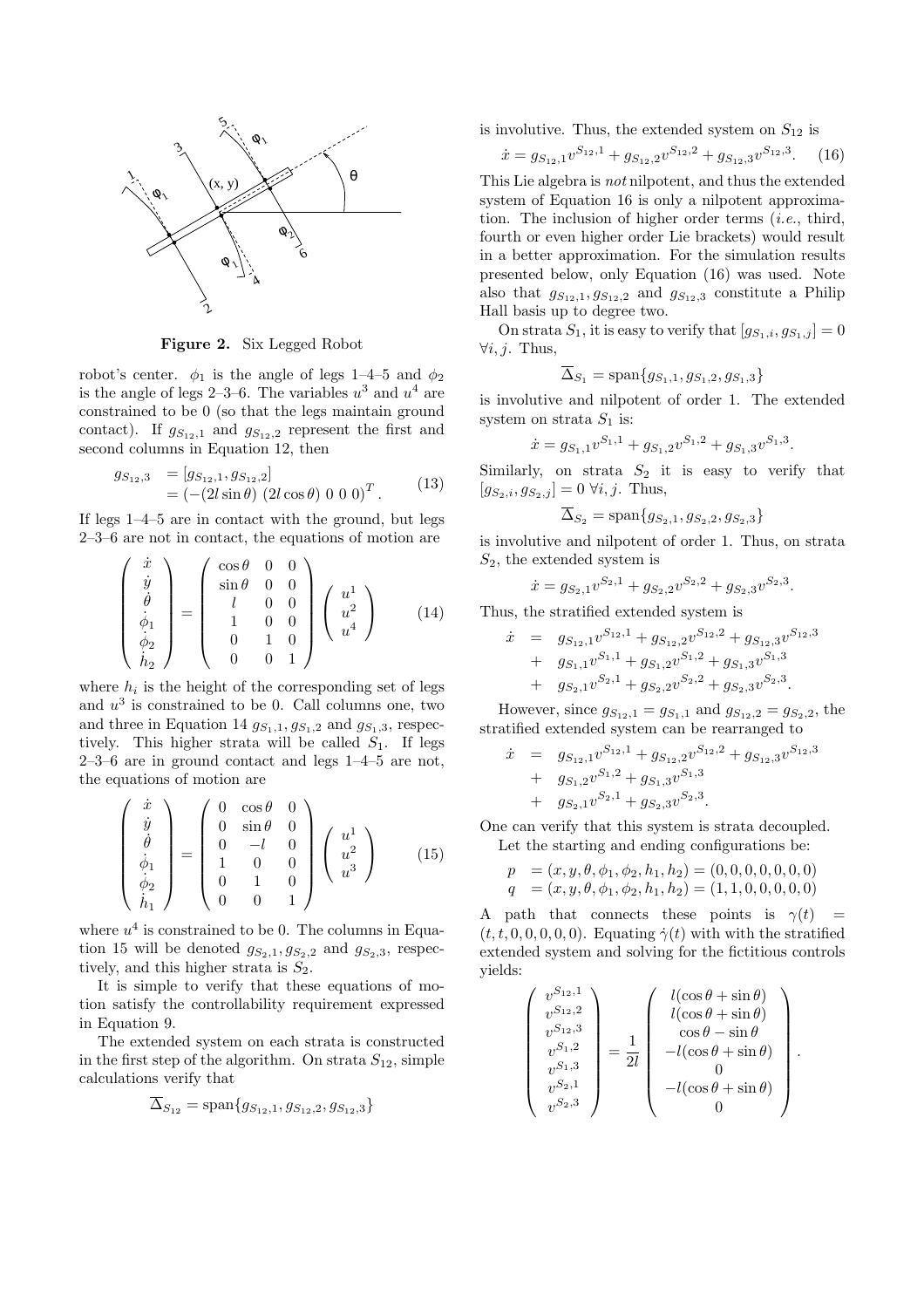**Figure 2.** Six Legged Robot

robot's center. $\phi_1$ is the angle of legs 1–4–5 and $\phi_2$ is the angle of legs 2–3–6. The variables $u^3$ and $u^4$ are constrained to be 0 (so that the legs maintain ground contact). If $g_{S_{12},1}$ and $g_{S_{12},2}$ represent the first and second columns in Equation 12, then

$$
\begin{aligned}
g_{S_{12},3} &= [g_{S_{12},1}, g_{S_{12},2}] \\
&= \left(-(2l\sin\theta)\ (2l\cos\theta)\ 0\ 0\ 0\right)^T.
\end{aligned}
\tag{13}
$$

If legs 1–4–5 are in contact with the ground, but legs 2–3–6 are not in contact, the equations of motion are

$$
\begin{pmatrix} \dot{x} \\ \dot{y} \\ \dot{\theta} \\ \dot{\phi}_1 \\ \dot{\phi}_2 \\ \dot{h}_2 \end{pmatrix} = \begin{pmatrix} \cos\theta & 0 & 0 \\ \sin\theta & 0 & 0 \\ l & 0 & 0 \\ 1 & 0 & 0 \\ 0 & 1 & 0 \\ 0 & 0 & 1 \end{pmatrix} \begin{pmatrix} u^1 \\ u^2 \\ u^4 \end{pmatrix} \tag{14}
$$

where $h_i$ is the height of the corresponding set of legs and $u^3$ is constrained to be 0. Call columns one, two and three in Equation 14 $g_{S_1,1}, g_{S_1,2}$ and $g_{S_1,3}$, respectively. This higher strata will be called $S_1$. If legs 2–3–6 are in ground contact and legs 1–4–5 are not, the equations of motion are

$$
\begin{pmatrix} \dot{x} \\ \dot{y} \\ \dot{\theta} \\ \dot{\phi}_1 \\ \dot{\phi}_2 \\ \dot{h}_1 \end{pmatrix} = \begin{pmatrix} 0 & \cos\theta & 0 \\ 0 & \sin\theta & 0 \\ 0 & -l & 0 \\ 1 & 0 & 0 \\ 0 & 1 & 0 \\ 0 & 0 & 1 \end{pmatrix} \begin{pmatrix} u^1 \\ u^2 \\ u^3 \end{pmatrix} \tag{15}
$$

where $u^4$ is constrained to be 0. The columns in Equation 15 will be denoted $g_{S_2,1}, g_{S_2,2}$ and $g_{S_2,3}$, respectively, and this higher strata is $S_2$.

It is simple to verify that these equations of motion satisfy the controllability requirement expressed in Equation 9.

The extended system on each strata is constructed in the first step of the algorithm. On strata $S_{12}$, simple calculations verify that

$$
\overline{\Delta}_{S_{12}} = \text{span}\{g_{S_{12},1}, g_{S_{12},2}, g_{S_{12},3}\}
$$

is involutive. Thus, the extended system on $S_{12}$ is

$$
\dot{x} = g_{S_{12},1}v^{S_{12},1} + g_{S_{12},2}v^{S_{12},2} + g_{S_{12},3}v^{S_{12},3}. \tag{16}
$$

This Lie algebra is *not* nilpotent, and thus the extended system of Equation 16 is only a nilpotent approximation. The inclusion of higher order terms (*i.e.*, third, fourth or even higher order Lie brackets) would result in a better approximation. For the simulation results presented below, only Equation (16) was used. Note also that $g_{S_{12},1}, g_{S_{12},2}$ and $g_{S_{12},3}$ constitute a Philip Hall basis up to degree two.

On strata $S_1$, it is easy to verify that $[g_{S_1,i}, g_{S_1,j}] = 0$ $\forall i, j$. Thus,

$$
\overline{\Delta}_{S_1} = \text{span}\{g_{S_1,1}, g_{S_1,2}, g_{S_1,3}\}
$$

is involutive and nilpotent of order 1. The extended system on strata $S_1$ is:

$$
\dot{x} = g_{S_1,1}v^{S_1,1} + g_{S_1,2}v^{S_1,2} + g_{S_1,3}v^{S_1,3}.
$$

Similarly, on strata $S_2$ it is easy to verify that $[g_{S_2,i}, g_{S_2,j}] = 0$ $\forall i, j$. Thus,

$$
\overline{\Delta}_{S_2} = \text{span}\{g_{S_2,1}, g_{S_2,2}, g_{S_2,3}\}
$$

is involutive and nilpotent of order 1. Thus, on strata $S_2$, the extended system is

$$
\dot{x} = g_{S_2,1}v^{S_2,1} + g_{S_2,2}v^{S_2,2} + g_{S_2,3}v^{S_2,3}.
$$

Thus, the stratified extended system is

$$
\begin{aligned}
\dot{x} &= g_{S_{12},1}v^{S_{12},1} + g_{S_{12},2}v^{S_{12},2} + g_{S_{12},3}v^{S_{12},3} \\
&+ g_{S_1,1}v^{S_1,1} + g_{S_1,2}v^{S_1,2} + g_{S_1,3}v^{S_1,3} \\
&+ g_{S_2,1}v^{S_2,1} + g_{S_2,2}v^{S_2,2} + g_{S_2,3}v^{S_2,3}.
\end{aligned}
$$

However, since $g_{S_{12},1} = g_{S_1,1}$ and $g_{S_{12},2} = g_{S_2,2}$, the stratified extended system can be rearranged to

$$
\begin{aligned}
\dot{x} &= g_{S_{12},1}v^{S_{12},1} + g_{S_{12},2}v^{S_{12},2} + g_{S_{12},3}v^{S_{12},3} \\
&+ g_{S_1,2}v^{S_1,2} + g_{S_1,3}v^{S_1,3} \\
&+ g_{S_2,1}v^{S_2,1} + g_{S_2,3}v^{S_2,3}.
\end{aligned}
$$

One can verify that this system is strata decoupled.

Let the starting and ending configurations be:

$$
\begin{aligned}
p &= (x, y, \theta, \phi_1, \phi_2, h_1, h_2) = (0, 0, 0, 0, 0, 0, 0) \\
q &= (x, y, \theta, \phi_1, \phi_2, h_1, h_2) = (1, 1, 0, 0, 0, 0, 0)
\end{aligned}
$$

A path that connects these points is $\gamma(t) = (t, t, 0, 0, 0, 0, 0)$. Equating $\dot{\gamma}(t)$ with with the stratified extended system and solving for the fictitious controls yields:

$$
\begin{pmatrix} v^{S_{12},1} \\ v^{S_{12},2} \\ v^{S_{12},3} \\ v^{S_1,2} \\ v^{S_1,3} \\ v^{S_2,1} \\ v^{S_2,3} \end{pmatrix} = \frac{1}{2l} \begin{pmatrix} l(\cos\theta + \sin\theta) \\ l(\cos\theta + \sin\theta) \\ \cos\theta - \sin\theta \\ -l(\cos\theta + \sin\theta) \\ 0 \\ -l(\cos\theta + \sin\theta) \\ 0 \end{pmatrix}.
$$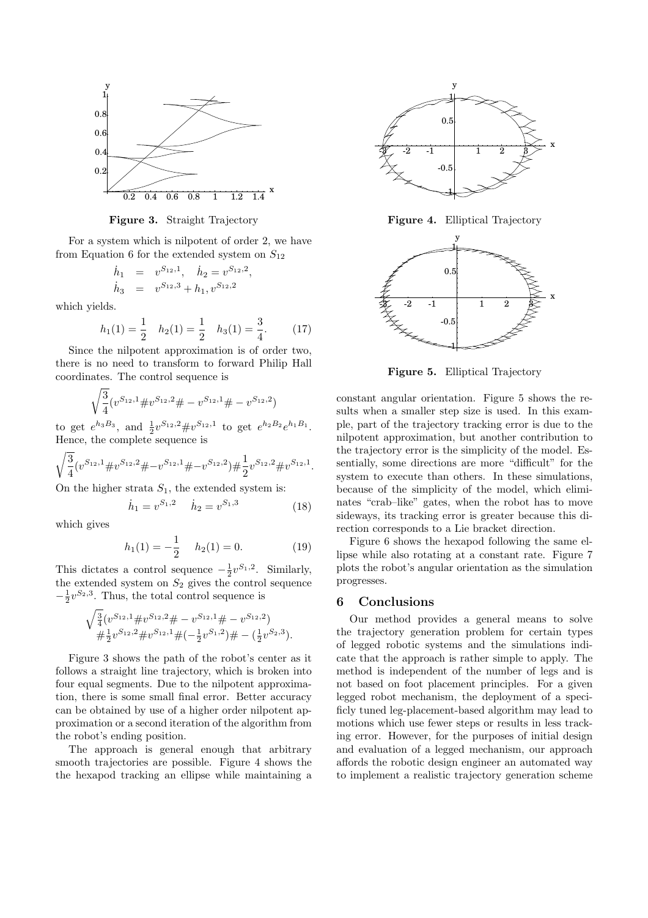Figure 3. Straight Trajectory

Figure 4. Elliptical Trajectory

Figure 5. Elliptical Trajectory

For a system which is nilpotent of order 2, we have from Equation 6 for the extended system on $S_{12}$

$$
\begin{aligned}
\dot{h}_1 &= v^{S_{12},1}, \quad \dot{h}_2 = v^{S_{12},2}, \\
\dot{h}_3 &= v^{S_{12},3} + h_1, v^{S_{12},2}
\end{aligned}
$$

which yields.

$$
h_1(1) = \frac{1}{2} \quad h_2(1) = \frac{1}{2} \quad h_3(1) = \frac{3}{4}. \tag{17}
$$

Since the nilpotent approximation is of order two, there is no need to transform to forward Philip Hall coordinates. The control sequence is

$$
\sqrt{\frac{3}{4}}(v^{S_{12},1} \# v^{S_{12},2} \# - v^{S_{12},1} \# - v^{S_{12},2})
$$

to get $e^{h_3 B_3}$, and $\frac{1}{2}v^{S_{12},2} \# v^{S_{12},1}$ to get $e^{h_2 B_2} e^{h_1 B_1}$. Hence, the complete sequence is

$$
\sqrt{\frac{3}{4}}(v^{S_{12},1} \# v^{S_{12},2} \# - v^{S_{12},1} \# - v^{S_{12},2}) \# \frac{1}{2} v^{S_{12},2} \# v^{S_{12},1}.
$$

On the higher strata $S_1$, the extended system is:

$$
\dot{h}_1 = v^{S_1,2} \quad \dot{h}_2 = v^{S_1,3} \tag{18}
$$

which gives

$$
h_1(1) = -\frac{1}{2} \quad h_2(1) = 0. \tag{19}
$$

This dictates a control sequence $-\frac{1}{2}v^{S_1,2}$. Similarly, the extended system on $S_2$ gives the control sequence $-\frac{1}{2}v^{S_2,3}$. Thus, the total control sequence is

$$
\begin{aligned}
&\sqrt{\tfrac{3}{4}}(v^{S_{12},1} \# v^{S_{12},2} \# - v^{S_{12},1} \# - v^{S_{12},2}) \\
&\# \tfrac{1}{2} v^{S_{12},2} \# v^{S_{12},1} \# (-\tfrac{1}{2} v^{S_1,2}) \# - (\tfrac{1}{2} v^{S_2,3}).
\end{aligned}
$$

Figure 3 shows the path of the robot's center as it follows a straight line trajectory, which is broken into four equal segments. Due to the nilpotent approximation, there is some small final error. Better accuracy can be obtained by use of a higher order nilpotent approximation or a second iteration of the algorithm from the robot's ending position.

The approach is general enough that arbitrary smooth trajectories are possible. Figure 4 shows the the hexapod tracking an ellipse while maintaining a constant angular orientation. Figure 5 shows the results when a smaller step size is used. In this example, part of the trajectory tracking error is due to the nilpotent approximation, but another contribution to the trajectory error is the simplicity of the model. Essentially, some directions are more "difficult" for the system to execute than others. In these simulations, because of the simplicity of the model, which eliminates "crab–like" gates, when the robot has to move sideways, its tracking error is greater because this direction corresponds to a Lie bracket direction.

Figure 6 shows the hexapod following the same ellipse while also rotating at a constant rate. Figure 7 plots the robot's angular orientation as the simulation progresses.

## 6 Conclusions

Our method provides a general means to solve the trajectory generation problem for certain types of legged robotic systems and the simulations indicate that the approach is rather simple to apply. The method is independent of the number of legs and is not based on foot placement principles. For a given legged robot mechanism, the deployment of a specificly tuned leg-placement-based algorithm may lead to motions which use fewer steps or results in less tracking error. However, for the purposes of initial design and evaluation of a legged mechanism, our approach affords the robotic design engineer an automated way to implement a realistic trajectory generation scheme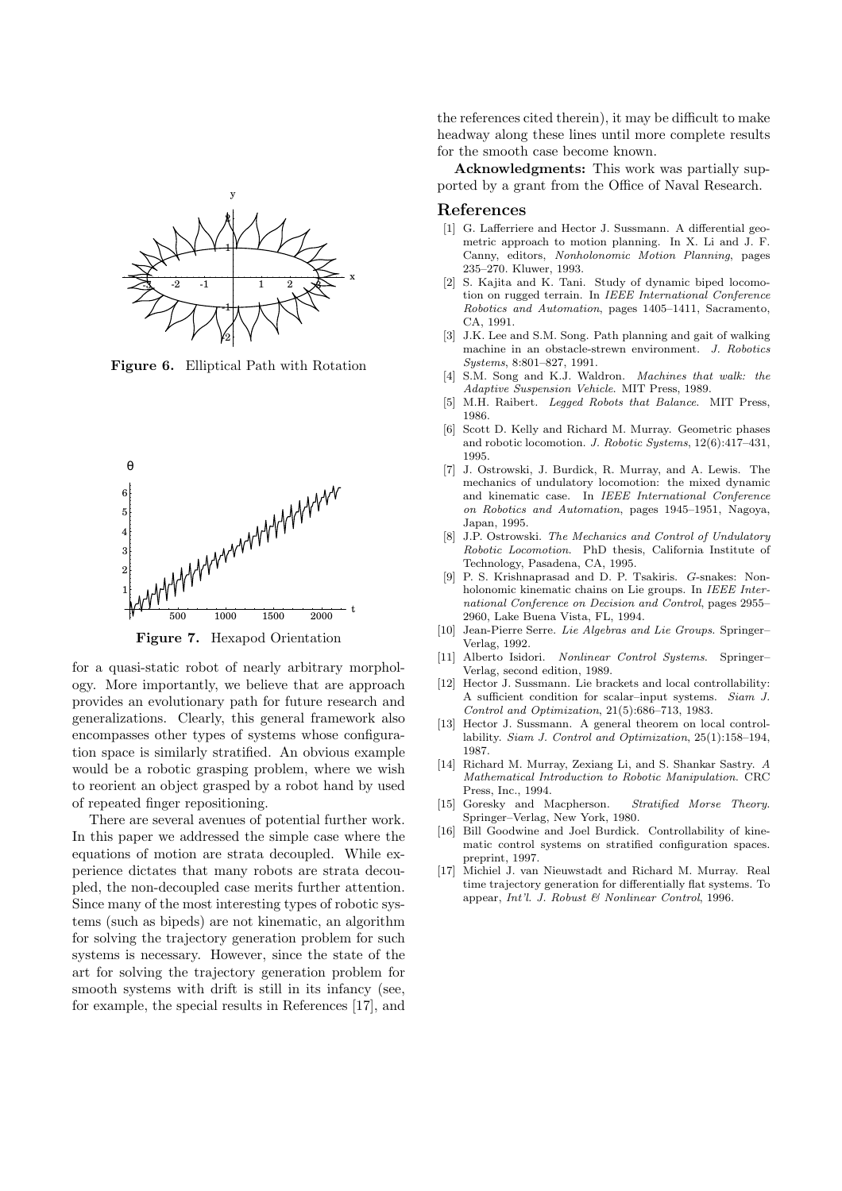y

-3 -2 -1 1 2 3 x

2 1 -1 -2

**Figure 6.** Elliptical Path with Rotation

θ

6 5 4 3 2 1

500 1000 1500 2000 t

**Figure 7.** Hexapod Orientation

for a quasi-static robot of nearly arbitrary morphology. More importantly, we believe that are approach provides an evolutionary path for future research and generalizations. Clearly, this general framework also encompasses other types of systems whose configuration space is similarly stratified. An obvious example would be a robotic grasping problem, where we wish to reorient an object grasped by a robot hand by used of repeated finger repositioning.

There are several avenues of potential further work. In this paper we addressed the simple case where the equations of motion are strata decoupled. While experience dictates that many robots are strata decoupled, the non-decoupled case merits further attention. Since many of the most interesting types of robotic systems (such as bipeds) are not kinematic, an algorithm for solving the trajectory generation problem for such systems is necessary. However, since the state of the art for solving the trajectory generation problem for smooth systems with drift is still in its infancy (see, for example, the special results in References [17], and the references cited therein), it may be difficult to make headway along these lines until more complete results for the smooth case become known.

**Acknowledgments:** This work was partially supported by a grant from the Office of Naval Research.

## References

[1] G. Lafferriere and Hector J. Sussmann. A differential geometric approach to motion planning. In X. Li and J. F. Canny, editors, *Nonholonomic Motion Planning*, pages 235–270. Kluwer, 1993.

[2] S. Kajita and K. Tani. Study of dynamic biped locomotion on rugged terrain. In *IEEE International Conference Robotics and Automation*, pages 1405–1411, Sacramento, CA, 1991.

[3] J.K. Lee and S.M. Song. Path planning and gait of walking machine in an obstacle-strewn environment. *J. Robotics Systems*, 8:801–827, 1991.

[4] S.M. Song and K.J. Waldron. *Machines that walk: the Adaptive Suspension Vehicle*. MIT Press, 1989.

[5] M.H. Raibert. *Legged Robots that Balance*. MIT Press, 1986.

[6] Scott D. Kelly and Richard M. Murray. Geometric phases and robotic locomotion. *J. Robotic Systems*, 12(6):417–431, 1995.

[7] J. Ostrowski, J. Burdick, R. Murray, and A. Lewis. The mechanics of undulatory locomotion: the mixed dynamic and kinematic case. In *IEEE International Conference on Robotics and Automation*, pages 1945–1951, Nagoya, Japan, 1995.

[8] J.P. Ostrowski. *The Mechanics and Control of Undulatory Robotic Locomotion*. PhD thesis, California Institute of Technology, Pasadena, CA, 1995.

[9] P. S. Krishnaprasad and D. P. Tsakiris. *G*-snakes: Nonholonomic kinematic chains on Lie groups. In *IEEE International Conference on Decision and Control*, pages 2955–2960, Lake Buena Vista, FL, 1994.

[10] Jean-Pierre Serre. *Lie Algebras and Lie Groups*. Springer–Verlag, 1992.

[11] Alberto Isidori. *Nonlinear Control Systems*. Springer–Verlag, second edition, 1989.

[12] Hector J. Sussmann. Lie brackets and local controllability: A sufficient condition for scalar–input systems. *Siam J. Control and Optimization*, 21(5):686–713, 1983.

[13] Hector J. Sussmann. A general theorem on local controllability. *Siam J. Control and Optimization*, 25(1):158–194, 1987.

[14] Richard M. Murray, Zexiang Li, and S. Shankar Sastry. *A Mathematical Introduction to Robotic Manipulation*. CRC Press, Inc., 1994.

[15] Goresky and Macpherson. *Stratified Morse Theory*. Springer–Verlag, New York, 1980.

[16] Bill Goodwine and Joel Burdick. Controllability of kinematic control systems on stratified configuration spaces. preprint, 1997.

[17] Michiel J. van Nieuwstadt and Richard M. Murray. Real time trajectory generation for differentially flat systems. To appear, *Int'l. J. Robust & Nonlinear Control*, 1996.